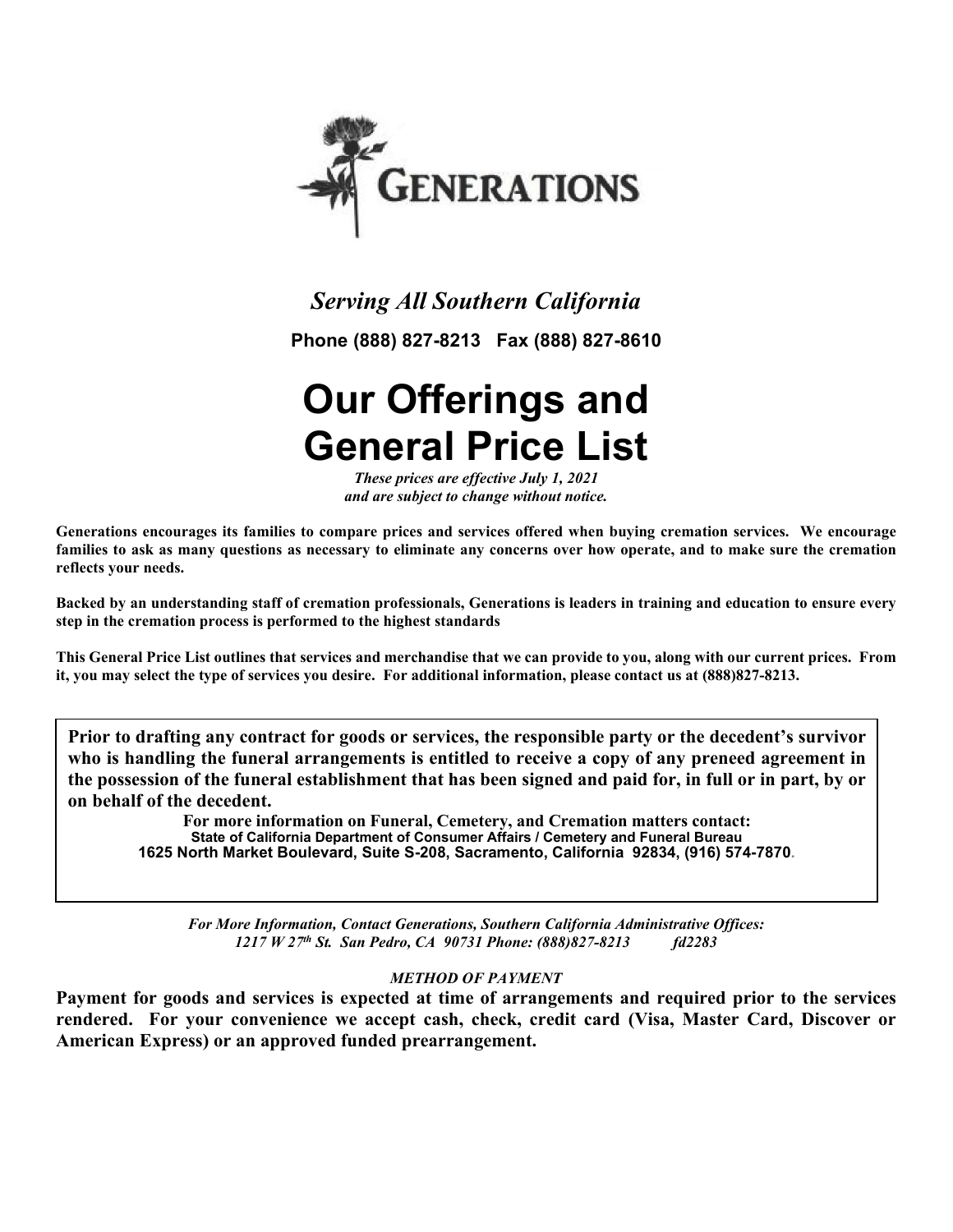# GENERATIONS

*Serving All Southern California*

**Phone (888) 827-8213   Fax (888) 827-8610**

# Our Offerings and General Price List

***These prices are effective July 1, 2021 and are subject to change without notice.***

**Generations encourages its families to compare prices and services offered when buying cremation services. We encourage families to ask as many questions as necessary to eliminate any concerns over how operate, and to make sure the cremation reflects your needs.**

**Backed by an understanding staff of cremation professionals, Generations is leaders in training and education to ensure every step in the cremation process is performed to the highest standards**

**This General Price List outlines that services and merchandise that we can provide to you, along with our current prices. From it, you may select the type of services you desire. For additional information, please contact us at (888)827-8213.**

**Prior to drafting any contract for goods or services, the responsible party or the decedent's survivor who is handling the funeral arrangements is entitled to receive a copy of any preneed agreement in the possession of the funeral establishment that has been signed and paid for, in full or in part, by or on behalf of the decedent.**

**For more information on Funeral, Cemetery, and Cremation matters contact:**
**State of California Department of Consumer Affairs / Cemetery and Funeral Bureau**
**1625 North Market Boulevard, Suite S-208, Sacramento, California 92834, (916) 574-7870.**

***For More Information, Contact Generations, Southern California Administrative Offices:***
***1217 W 27th St. San Pedro, CA 90731 Phone: (888)827-8213 fd2283***

*METHOD OF PAYMENT*

**Payment for goods and services is expected at time of arrangements and required prior to the services rendered. For your convenience we accept cash, check, credit card (Visa, Master Card, Discover or American Express) or an approved funded prearrangement.**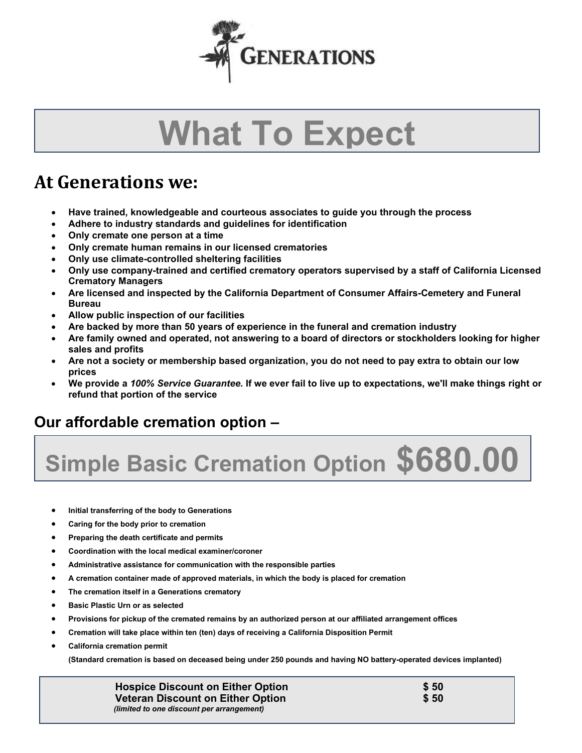GENERATIONS

# What To Expect

## At Generations we:

- **Have trained, knowledgeable and courteous associates to guide you through the process**
- **Adhere to industry standards and guidelines for identification**
- **Only cremate one person at a time**
- **Only cremate human remains in our licensed crematories**
- **Only use climate-controlled sheltering facilities**
- **Only use company-trained and certified crematory operators supervised by a staff of California Licensed Crematory Managers**
- **Are licensed and inspected by the California Department of Consumer Affairs-Cemetery and Funeral Bureau**
- **Allow public inspection of our facilities**
- **Are backed by more than 50 years of experience in the funeral and cremation industry**
- **Are family owned and operated, not answering to a board of directors or stockholders looking for higher sales and profits**
- **Are not a society or membership based organization, you do not need to pay extra to obtain our low prices**
- **We provide a *100% Service Guarantee*. If we ever fail to live up to expectations, we'll make things right or refund that portion of the service**

### Our affordable cremation option –

## Simple Basic Cremation Option $680.00

- **Initial transferring of the body to Generations**
- **Caring for the body prior to cremation**
- **Preparing the death certificate and permits**
- **Coordination with the local medical examiner/coroner**
- **Administrative assistance for communication with the responsible parties**
- **A cremation container made of approved materials, in which the body is placed for cremation**
- **The cremation itself in a Generations crematory**
- **Basic Plastic Urn or as selected**
- **Provisions for pickup of the cremated remains by an authorized person at our affiliated arrangement offices**
- **Cremation will take place within ten (ten) days of receiving a California Disposition Permit**
- **California cremation permit**

**(Standard cremation is based on deceased being under 250 pounds and having NO battery-operated devices implanted)**

| | |
|---|---|
| **Hospice Discount on Either Option** | **$ 50** |
| **Veteran Discount on Either Option** | **$ 50** |

***(limited to one discount per arrangement)***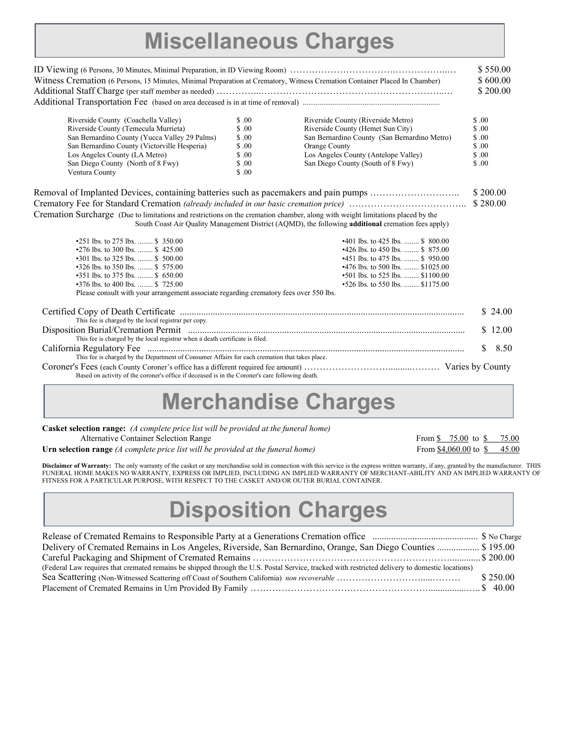# Miscellaneous Charges

ID Viewing (6 Persons, 30 Minutes, Minimal Preparation, in ID Viewing Room) …………………………… $ 550.00

Witness Cremation (6 Persons, 15 Minutes, Minimal Preparation at Crematory, Witness Cremation Container Placed In Chamber) $ 600.00

Additional Staff Charge (per staff member as needed) …………………………… $ 200.00

Additional Transportation Fee (based on area deceased is in at time of removal) ……………………………

| Area | Fee | Area | Fee |
|---|---|---|---|
| Riverside County (Coachella Valley) | $ .00 | Riverside County (Riverside Metro) | $ .00 |
| Riverside County (Temecula Murrieta) | $ .00 | Riverside County (Hemet Sun City) | $ .00 |
| San Bernardino County (Yucca Valley 29 Palms) | $ .00 | San Bernardino County (San Bernardino Metro) | $ .00 |
| San Bernardino County (Victorville Hesperia) | $ .00 | Orange County | $ .00 |
| Los Angeles County (LA Metro) | $ .00 | Los Angeles County (Antelope Valley) | $ .00 |
| San Diego County (North of 8 Fwy) | $ .00 | San Diego County (South of 8 Fwy) | $ .00 |
| Ventura County | $ .00 | | |

Removal of Implanted Devices, containing batteries such as pacemakers and pain pumps …………………………… $ 200.00

Crematory Fee for Standard Cremation *(already included in our basic cremation price)* …………………………… $ 280.00

Cremation Surcharge (Due to limitations and restrictions on the cremation chamber, along with weight limitations placed by the South Coast Air Quality Management District (AQMD), the following **additional** cremation fees apply)

- 251 lbs. to 275 lbs. ........ $ 350.00
- 276 lbs. to 300 lbs. ........ $ 425.00
- 301 lbs. to 325 lbs. ........ $ 500.00
- 326 lbs. to 350 lbs. ........ $ 575.00
- 351 lbs. to 375 lbs. ........ $ 650.00
- 376 lbs. to 400 lbs. ........ $ 725.00
- 401 lbs. to 425 lbs. ........ $ 800.00
- 426 lbs. to 450 lbs. ........ $ 875.00
- 451 lbs. to 475 lbs. ........ $ 950.00
- 476 lbs. to 500 lbs. ........ $1025.00
- 501 lbs. to 525 lbs. ........ $1100.00
- 526 lbs. to 550 lbs. ........ $1175.00

Please consult with your arrangement associate regarding crematory fees over 550 lbs.

Certified Copy of Death Certificate …………………………… $ 24.00
This fee is charged by the local registrar per copy.

Disposition Burial/Cremation Permit …………………………… $ 12.00
This fee is charged by the local registrar when a death certificate is filed.

California Regulatory Fee …………………………… $ 8.50
This fee is charged by the Department of Consumer Affairs for each cremation that takes place.

Coroner's Fees (each County Coroner's office has a different required fee amount) …………………………… Varies by County
Based on activity of the coroner's office if deceased is in the Coroner's care following death.

# Merchandise Charges

**Casket selection range:** *(A complete price list will be provided at the funeral home)*
Alternative Container Selection Range From $ 75.00 to $ 75.00

**Urn selection range** *(A complete price list will be provided at the funeral home)* From $4,060.00 to $ 45.00

**Disclaimer of Warranty:** The only warranty of the casket or any merchandise sold in connection with this service is the express written warranty, if any, granted by the manufacturer. THIS FUNERAL HOME MAKES NO WARRANTY, EXPRESS OR IMPLIED, INCLUDING AN IMPLIED WARRANTY OF MERCHANT-ABILITY AND AN IMPLIED WARRANTY OF FITNESS FOR A PARTICULAR PURPOSE, WITH RESPECT TO THE CASKET AND/OR OUTER BURIAL CONTAINER.

# Disposition Charges

Release of Cremated Remains to Responsible Party at a Generations Cremation office …………………………… $ No Charge

Delivery of Cremated Remains in Los Angeles, Riverside, San Bernardino, Orange, San Diego Counties …………………………… $ 195.00

Careful Packaging and Shipment of Cremated Remains …………………………… $ 200.00
(Federal Law requires that cremated remains be shipped through the U.S. Postal Service, tracked with restricted delivery to domestic locations)

Sea Scattering (Non-Witnessed Scattering off Coast of Southern California) *non recoverable* …………………………… $ 250.00

Placement of Cremated Remains in Urn Provided By Family …………………………… $ 40.00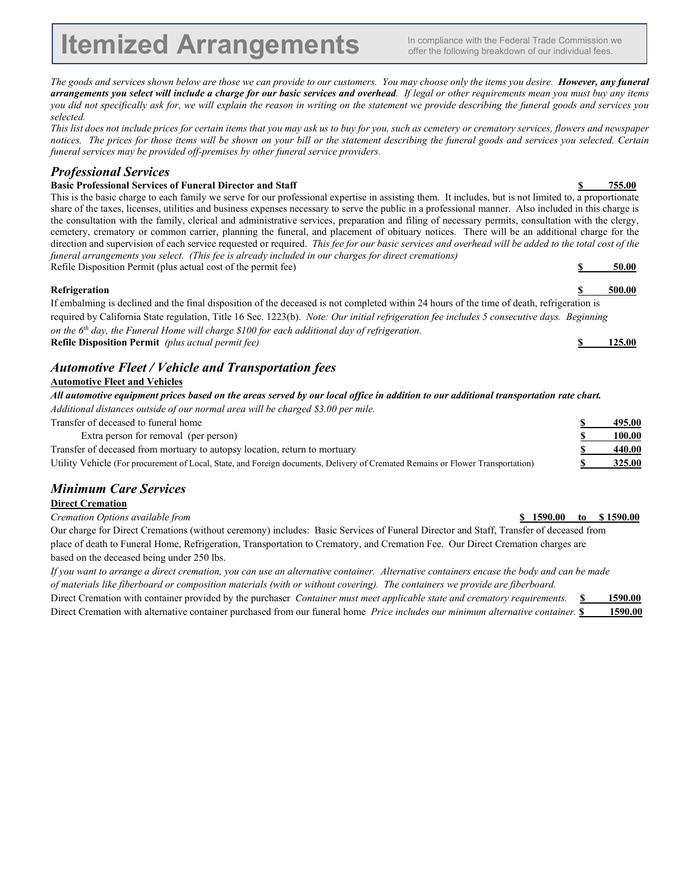# Itemized Arrangements

In compliance with the Federal Trade Commission we offer the following breakdown of our individual fees.

*The goods and services shown below are those we can provide to our customers. You may choose only the items you desire.* ***However, any funeral arrangements you select will include a charge for our basic services and overhead****. If legal or other requirements mean you must buy any items you did not specifically ask for, we will explain the reason in writing on the statement we provide describing the funeral goods and services you selected.*

*This list does not include prices for certain items that you may ask us to buy for you, such as cemetery or crematory services, flowers and newspaper notices. The prices for those items will be shown on your bill or the statement describing the funeral goods and services you selected. Certain funeral services may be provided off-premises by other funeral service providers.*

## *Professional Services*

**Basic Professional Services of Funeral Director and Staff** **$ 755.00**

This is the basic charge to each family we serve for our professional expertise in assisting them. It includes, but is not limited to, a proportionate share of the taxes, licenses, utilities and business expenses necessary to serve the public in a professional manner. Also included in this charge is the consultation with the family, clerical and administrative services, preparation and filing of necessary permits, consultation with the clergy, cemetery, crematory or common carrier, planning the funeral, and placement of obituary notices. There will be an additional charge for the direction and supervision of each service requested or required. *This fee for our basic services and overhead will be added to the total cost of the funeral arrangements you select. (This fee is already included in our charges for direct cremations)*

Refile Disposition Permit (plus actual cost of the permit fee) **$ 50.00**

**Refrigeration** **$ 500.00**

If embalming is declined and the final disposition of the deceased is not completed within 24 hours of the time of death, refrigeration is required by California State regulation, Title 16 Sec. 1223(b). *Note: Our initial refrigeration fee includes 5 consecutive days. Beginning on the 6th day, the Funeral Home will charge $100 for each additional day of refrigeration.*

**Refile Disposition Permit** *(plus actual permit fee)* **$ 125.00**

## *Automotive Fleet / Vehicle and Transportation fees*

**Automotive Fleet and Vehicles**

***All automotive equipment prices based on the areas served by our local office in addition to our additional transportation rate chart.***

*Additional distances outside of our normal area will be charged $3.00 per mile.*

| Item | Price |
|---|---|
| Transfer of deceased to funeral home | $ 495.00 |
| Extra person for removal (per person) | $ 100.00 |
| Transfer of deceased from mortuary to autopsy location, return to mortuary | $ 440.00 |
| Utility Vehicle (For procurement of Local, State, and Foreign documents, Delivery of Cremated Remains or Flower Transportation) | $ 325.00 |

## *Minimum Care Services*

**Direct Cremation**

*Cremation Options available from* **$ 1590.00 to $ 1590.00**

Our charge for Direct Cremations (without ceremony) includes: Basic Services of Funeral Director and Staff, Transfer of deceased from place of death to Funeral Home, Refrigeration, Transportation to Crematory, and Cremation Fee. Our Direct Cremation charges are based on the deceased being under 250 lbs.

*If you want to arrange a direct cremation, you can use an alternative container. Alternative containers encase the body and can be made of materials like fiberboard or composition materials (with or without covering). The containers we provide are fiberboard.*

Direct Cremation with container provided by the purchaser *Container must meet applicable state and crematory requirements.* **$ 1590.00**

Direct Cremation with alternative container purchased from our funeral home *Price includes our minimum alternative container.* **$ 1590.00**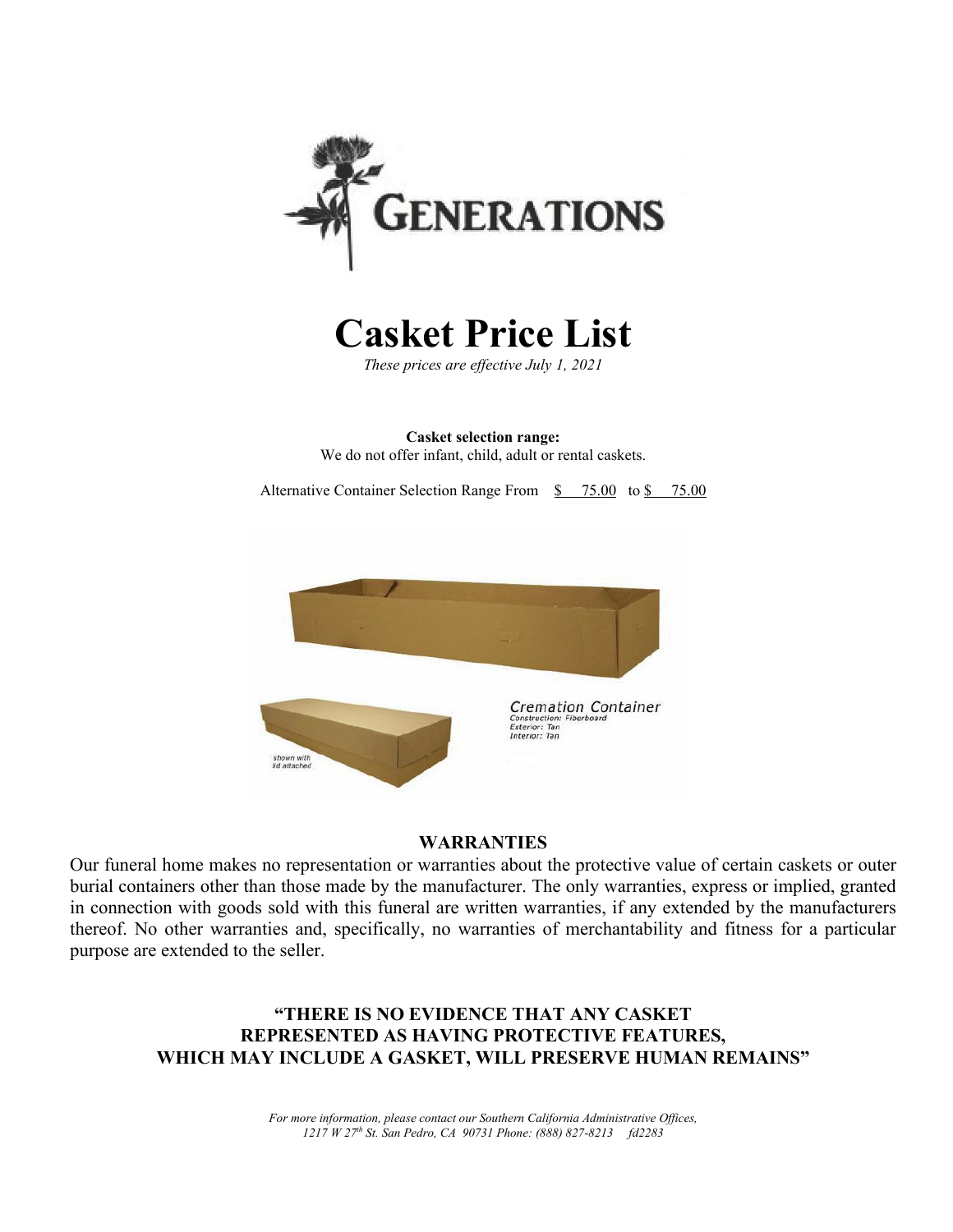GENERATIONS

# Casket Price List

*These prices are effective July 1, 2021*

**Casket selection range:**

We do not offer infant, child, adult or rental caskets.

Alternative Container Selection Range From $ 75.00 to $ 75.00

Cremation Container
Construction: Fiberboard
Exterior: Tan
Interior: Tan

shown with lid attached

## WARRANTIES

Our funeral home makes no representation or warranties about the protective value of certain caskets or outer burial containers other than those made by the manufacturer. The only warranties, express or implied, granted in connection with goods sold with this funeral are written warranties, if any extended by the manufacturers thereof. No other warranties and, specifically, no warranties of merchantability and fitness for a particular purpose are extended to the seller.

**"THERE IS NO EVIDENCE THAT ANY CASKET REPRESENTED AS HAVING PROTECTIVE FEATURES, WHICH MAY INCLUDE A GASKET, WILL PRESERVE HUMAN REMAINS"**

*For more information, please contact our Southern California Administrative Offices, 1217 W 27th St. San Pedro, CA 90731 Phone: (888) 827-8213 fd2283*